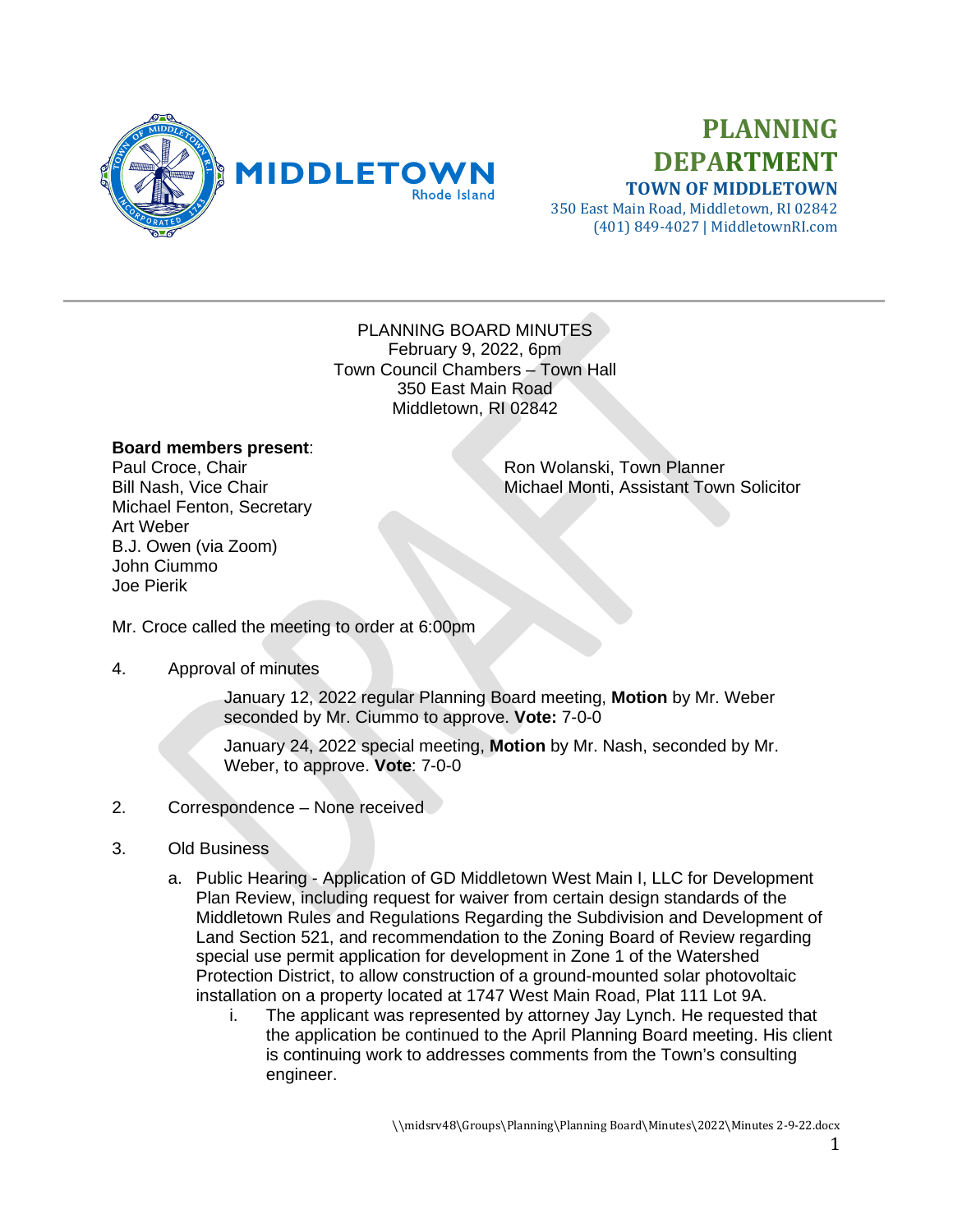# PLANNING DEPARTMENT

**TOWN OF MIDDLETOWN**
350 East Main Road, Middletown, RI 02842
(401) 849-4027 | MiddletownRI.com

PLANNING BOARD MINUTES
February 9, 2022, 6pm
Town Council Chambers – Town Hall
350 East Main Road
Middletown, RI 02842

**Board members present**:
Paul Croce, Chair
Bill Nash, Vice Chair
Michael Fenton, Secretary
Art Weber
B.J. Owen (via Zoom)
John Ciummo
Joe Pierik

Ron Wolanski, Town Planner
Michael Monti, Assistant Town Solicitor

Mr. Croce called the meeting to order at 6:00pm

4. Approval of minutes

   January 12, 2022 regular Planning Board meeting, **Motion** by Mr. Weber seconded by Mr. Ciummo to approve. **Vote:** 7-0-0

   January 24, 2022 special meeting, **Motion** by Mr. Nash, seconded by Mr. Weber, to approve. **Vote**: 7-0-0

2. Correspondence – None received

3. Old Business

   a. Public Hearing - Application of GD Middletown West Main I, LLC for Development Plan Review, including request for waiver from certain design standards of the Middletown Rules and Regulations Regarding the Subdivision and Development of Land Section 521, and recommendation to the Zoning Board of Review regarding special use permit application for development in Zone 1 of the Watershed Protection District, to allow construction of a ground-mounted solar photovoltaic installation on a property located at 1747 West Main Road, Plat 111 Lot 9A.

      i. The applicant was represented by attorney Jay Lynch. He requested that the application be continued to the April Planning Board meeting. His client is continuing work to addresses comments from the Town's consulting engineer.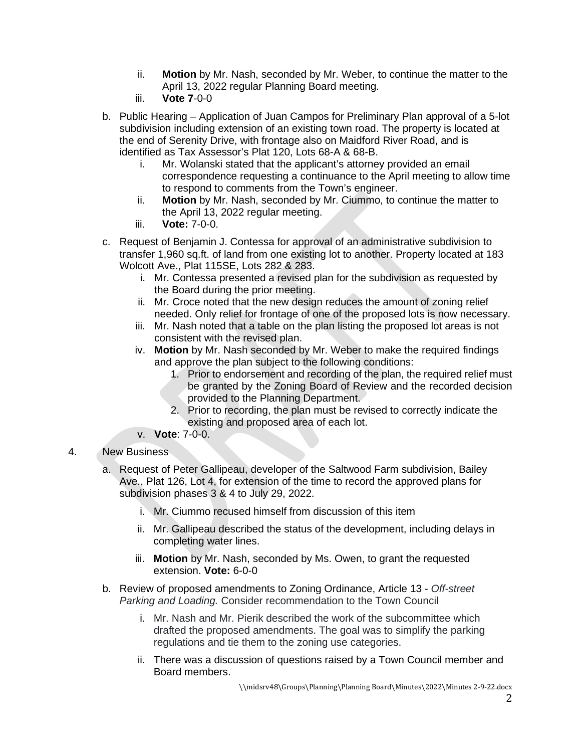ii. **Motion** by Mr. Nash, seconded by Mr. Weber, to continue the matter to the April 13, 2022 regular Planning Board meeting.
   iii. **Vote 7**-0-0

b. Public Hearing – Application of Juan Campos for Preliminary Plan approval of a 5-lot subdivision including extension of an existing town road. The property is located at the end of Serenity Drive, with frontage also on Maidford River Road, and is identified as Tax Assessor's Plat 120, Lots 68-A & 68-B.
   i. Mr. Wolanski stated that the applicant's attorney provided an email correspondence requesting a continuance to the April meeting to allow time to respond to comments from the Town's engineer.
   ii. **Motion** by Mr. Nash, seconded by Mr. Ciummo, to continue the matter to the April 13, 2022 regular meeting.
   iii. **Vote:** 7-0-0.

c. Request of Benjamin J. Contessa for approval of an administrative subdivision to transfer 1,960 sq.ft. of land from one existing lot to another. Property located at 183 Wolcott Ave., Plat 115SE, Lots 282 & 283.
   i. Mr. Contessa presented a revised plan for the subdivision as requested by the Board during the prior meeting.
   ii. Mr. Croce noted that the new design reduces the amount of zoning relief needed. Only relief for frontage of one of the proposed lots is now necessary.
   iii. Mr. Nash noted that a table on the plan listing the proposed lot areas is not consistent with the revised plan.
   iv. **Motion** by Mr. Nash seconded by Mr. Weber to make the required findings and approve the plan subject to the following conditions:
      1. Prior to endorsement and recording of the plan, the required relief must be granted by the Zoning Board of Review and the recorded decision provided to the Planning Department.
      2. Prior to recording, the plan must be revised to correctly indicate the existing and proposed area of each lot.
   v. **Vote**: 7-0-0.

4. New Business

a. Request of Peter Gallipeau, developer of the Saltwood Farm subdivision, Bailey Ave., Plat 126, Lot 4, for extension of the time to record the approved plans for subdivision phases 3 & 4 to July 29, 2022.
   i. Mr. Ciummo recused himself from discussion of this item
   ii. Mr. Gallipeau described the status of the development, including delays in completing water lines.
   iii. **Motion** by Mr. Nash, seconded by Ms. Owen, to grant the requested extension. **Vote:** 6-0-0

b. Review of proposed amendments to Zoning Ordinance, Article 13 - *Off-street Parking and Loading.* Consider recommendation to the Town Council
   i. Mr. Nash and Mr. Pierik described the work of the subcommittee which drafted the proposed amendments. The goal was to simplify the parking regulations and tie them to the zoning use categories.
   ii. There was a discussion of questions raised by a Town Council member and Board members.

\\midsrv48\Groups\Planning\Planning Board\Minutes\2022\Minutes 2-9-22.docx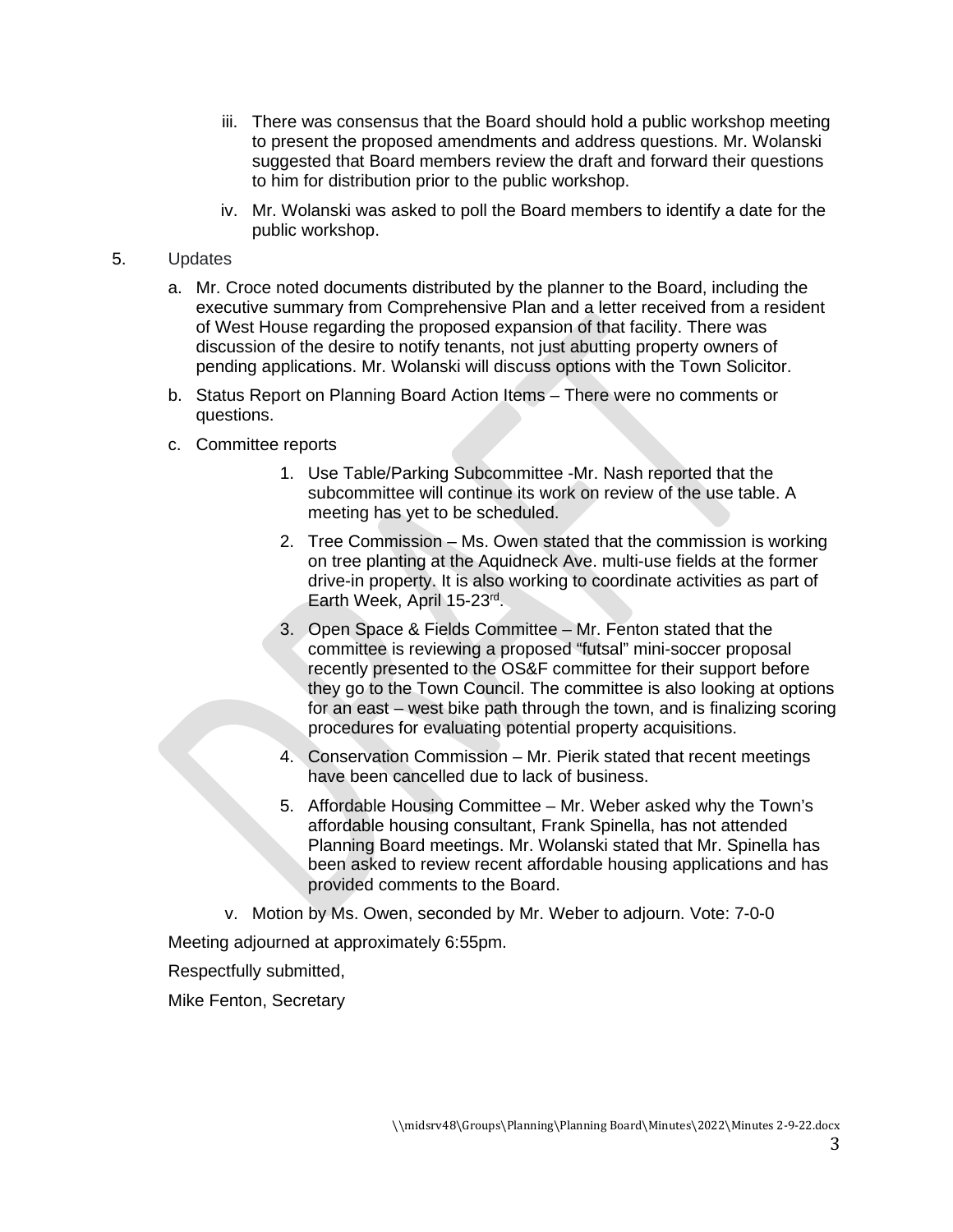iii. There was consensus that the Board should hold a public workshop meeting to present the proposed amendments and address questions. Mr. Wolanski suggested that Board members review the draft and forward their questions to him for distribution prior to the public workshop.

iv. Mr. Wolanski was asked to poll the Board members to identify a date for the public workshop.

5. Updates

a. Mr. Croce noted documents distributed by the planner to the Board, including the executive summary from Comprehensive Plan and a letter received from a resident of West House regarding the proposed expansion of that facility. There was discussion of the desire to notify tenants, not just abutting property owners of pending applications. Mr. Wolanski will discuss options with the Town Solicitor.

b. Status Report on Planning Board Action Items – There were no comments or questions.

c. Committee reports

1. Use Table/Parking Subcommittee -Mr. Nash reported that the subcommittee will continue its work on review of the use table. A meeting has yet to be scheduled.
2. Tree Commission – Ms. Owen stated that the commission is working on tree planting at the Aquidneck Ave. multi-use fields at the former drive-in property. It is also working to coordinate activities as part of Earth Week, April 15-23rd.
3. Open Space & Fields Committee – Mr. Fenton stated that the committee is reviewing a proposed "futsal" mini-soccer proposal recently presented to the OS&F committee for their support before they go to the Town Council. The committee is also looking at options for an east – west bike path through the town, and is finalizing scoring procedures for evaluating potential property acquisitions.
4. Conservation Commission – Mr. Pierik stated that recent meetings have been cancelled due to lack of business.
5. Affordable Housing Committee – Mr. Weber asked why the Town's affordable housing consultant, Frank Spinella, has not attended Planning Board meetings. Mr. Wolanski stated that Mr. Spinella has been asked to review recent affordable housing applications and has provided comments to the Board.

v. Motion by Ms. Owen, seconded by Mr. Weber to adjourn. Vote: 7-0-0

Meeting adjourned at approximately 6:55pm.

Respectfully submitted,

Mike Fenton, Secretary

\\midsrv48\Groups\Planning\Planning Board\Minutes\2022\Minutes 2-9-22.docx